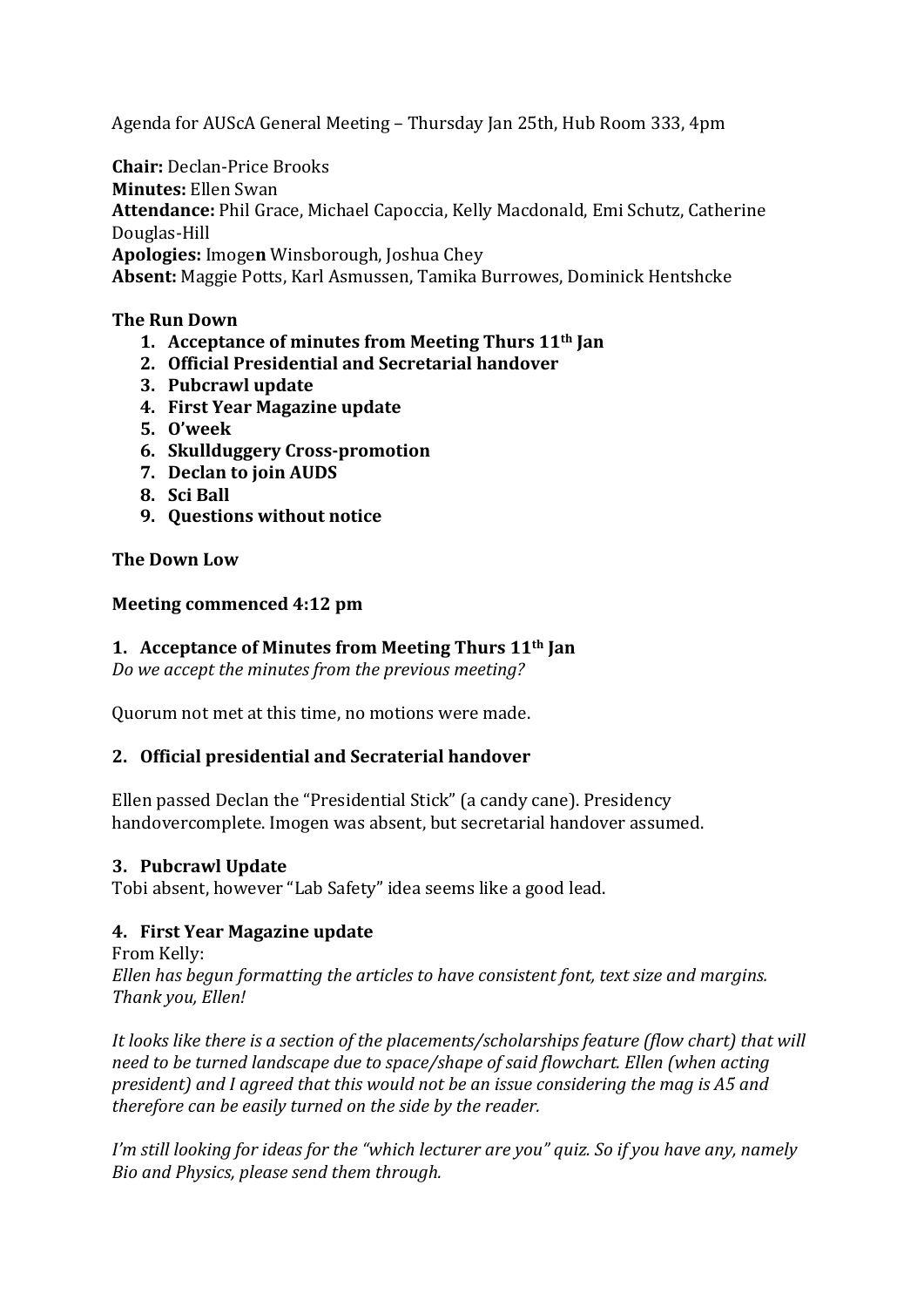Agenda for AUScA General Meeting – Thursday Jan 25th, Hub Room 333, 4pm

**Chair:** Declan-Price Brooks
**Minutes:** Ellen Swan
**Attendance:** Phil Grace, Michael Capoccia, Kelly Macdonald, Emi Schutz, Catherine Douglas-Hill
**Apologies:** Imoge**n** Winsborough, Joshua Chey
**Absent:** Maggie Potts, Karl Asmussen, Tamika Burrowes, Dominick Hentshcke

**The Run Down**

1. **Acceptance of minutes from Meeting Thurs 11th Jan**
2. **Official Presidential and Secretarial handover**
3. **Pubcrawl update**
4. **First Year Magazine update**
5. **O'week**
6. **Skullduggery Cross-promotion**
7. **Declan to join AUDS**
8. **Sci Ball**
9. **Questions without notice**

**The Down Low**

**Meeting commenced 4:12 pm**

**1. Acceptance of Minutes from Meeting Thurs 11th Jan**

*Do we accept the minutes from the previous meeting?*

Quorum not met at this time, no motions were made.

**2. Official presidential and Secraterial handover**

Ellen passed Declan the "Presidential Stick" (a candy cane). Presidency handovercomplete. Imogen was absent, but secretarial handover assumed.

**3. Pubcrawl Update**

Tobi absent, however "Lab Safety" idea seems like a good lead.

**4. First Year Magazine update**

From Kelly:

*Ellen has begun formatting the articles to have consistent font, text size and margins. Thank you, Ellen!*

*It looks like there is a section of the placements/scholarships feature (flow chart) that will need to be turned landscape due to space/shape of said flowchart. Ellen (when acting president) and I agreed that this would not be an issue considering the mag is A5 and therefore can be easily turned on the side by the reader.*

*I'm still looking for ideas for the "which lecturer are you" quiz. So if you have any, namely Bio and Physics, please send them through.*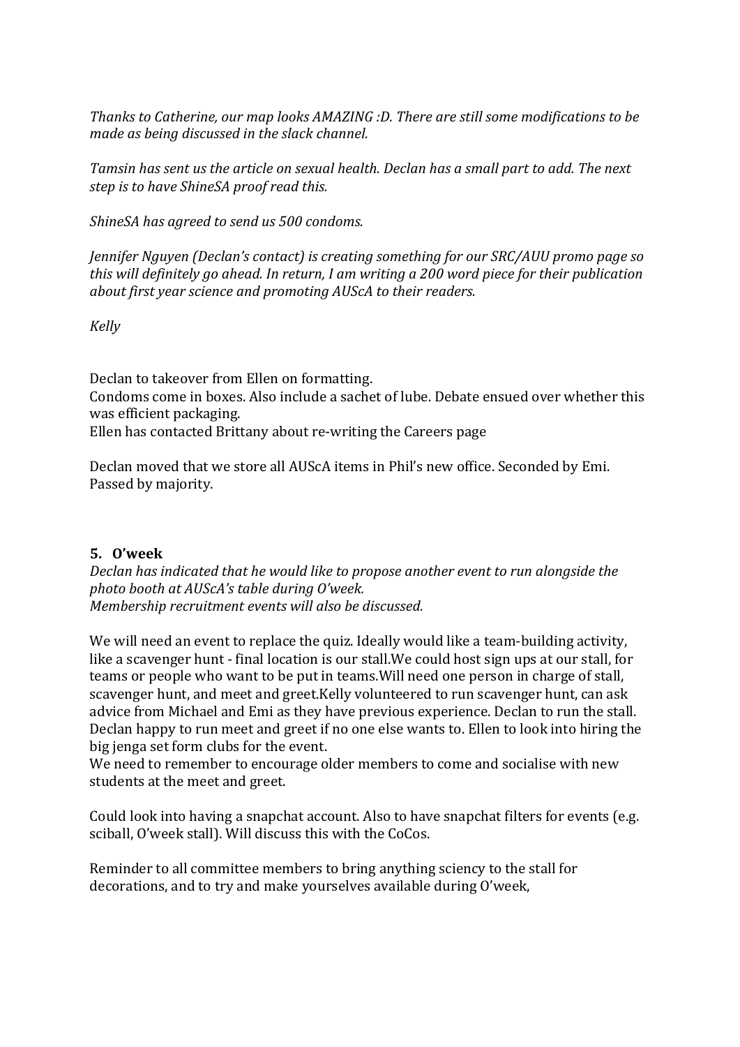*Thanks to Catherine, our map looks AMAZING :D. There are still some modifications to be made as being discussed in the slack channel.*

*Tamsin has sent us the article on sexual health. Declan has a small part to add. The next step is to have ShineSA proof read this.*

*ShineSA has agreed to send us 500 condoms.*

*Jennifer Nguyen (Declan's contact) is creating something for our SRC/AUU promo page so this will definitely go ahead. In return, I am writing a 200 word piece for their publication about first year science and promoting AUScA to their readers.*

*Kelly*

Declan to takeover from Ellen on formatting.
Condoms come in boxes. Also include a sachet of lube. Debate ensued over whether this was efficient packaging.
Ellen has contacted Brittany about re-writing the Careers page

Declan moved that we store all AUScA items in Phil's new office. Seconded by Emi. Passed by majority.

### 5. O'week

*Declan has indicated that he would like to propose another event to run alongside the photo booth at AUScA's table during O'week.*
*Membership recruitment events will also be discussed.*

We will need an event to replace the quiz. Ideally would like a team-building activity, like a scavenger hunt - final location is our stall.We could host sign ups at our stall, for teams or people who want to be put in teams.Will need one person in charge of stall, scavenger hunt, and meet and greet.Kelly volunteered to run scavenger hunt, can ask advice from Michael and Emi as they have previous experience. Declan to run the stall. Declan happy to run meet and greet if no one else wants to. Ellen to look into hiring the big jenga set form clubs for the event.
We need to remember to encourage older members to come and socialise with new students at the meet and greet.

Could look into having a snapchat account. Also to have snapchat filters for events (e.g. sciball, O'week stall). Will discuss this with the CoCos.

Reminder to all committee members to bring anything sciency to the stall for decorations, and to try and make yourselves available during O'week,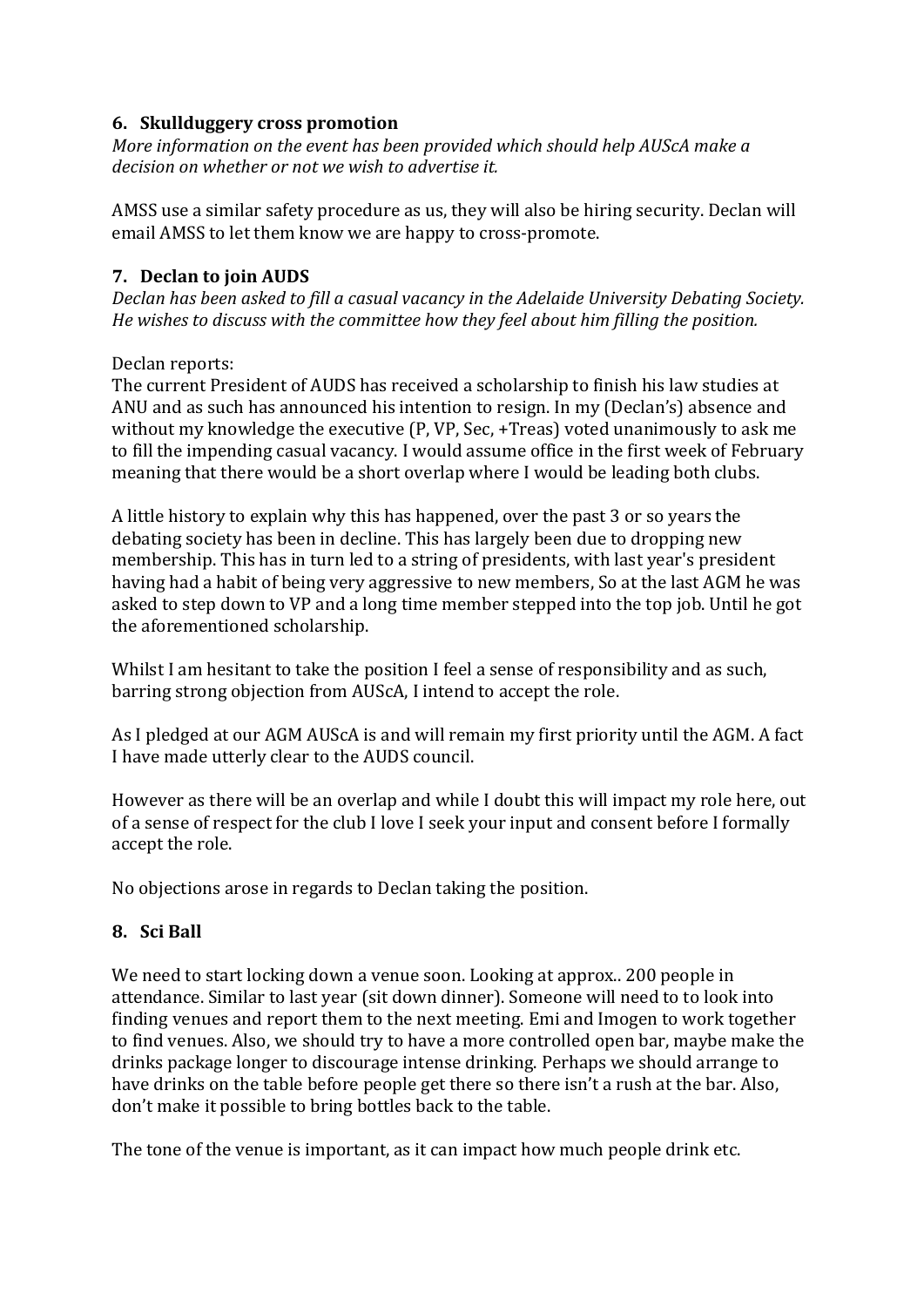## 6. Skullduggery cross promotion

*More information on the event has been provided which should help AUScA make a decision on whether or not we wish to advertise it.*

AMSS use a similar safety procedure as us, they will also be hiring security. Declan will email AMSS to let them know we are happy to cross-promote.

## 7. Declan to join AUDS

*Declan has been asked to fill a casual vacancy in the Adelaide University Debating Society. He wishes to discuss with the committee how they feel about him filling the position.*

Declan reports:
The current President of AUDS has received a scholarship to finish his law studies at ANU and as such has announced his intention to resign. In my (Declan's) absence and without my knowledge the executive (P, VP, Sec, +Treas) voted unanimously to ask me to fill the impending casual vacancy. I would assume office in the first week of February meaning that there would be a short overlap where I would be leading both clubs.

A little history to explain why this has happened, over the past 3 or so years the debating society has been in decline. This has largely been due to dropping new membership. This has in turn led to a string of presidents, with last year's president having had a habit of being very aggressive to new members, So at the last AGM he was asked to step down to VP and a long time member stepped into the top job. Until he got the aforementioned scholarship.

Whilst I am hesitant to take the position I feel a sense of responsibility and as such, barring strong objection from AUScA, I intend to accept the role.

As I pledged at our AGM AUScA is and will remain my first priority until the AGM. A fact I have made utterly clear to the AUDS council.

However as there will be an overlap and while I doubt this will impact my role here, out of a sense of respect for the club I love I seek your input and consent before I formally accept the role.

No objections arose in regards to Declan taking the position.

## 8. Sci Ball

We need to start locking down a venue soon. Looking at approx.. 200 people in attendance. Similar to last year (sit down dinner). Someone will need to to look into finding venues and report them to the next meeting. Emi and Imogen to work together to find venues. Also, we should try to have a more controlled open bar, maybe make the drinks package longer to discourage intense drinking. Perhaps we should arrange to have drinks on the table before people get there so there isn't a rush at the bar. Also, don't make it possible to bring bottles back to the table.

The tone of the venue is important, as it can impact how much people drink etc.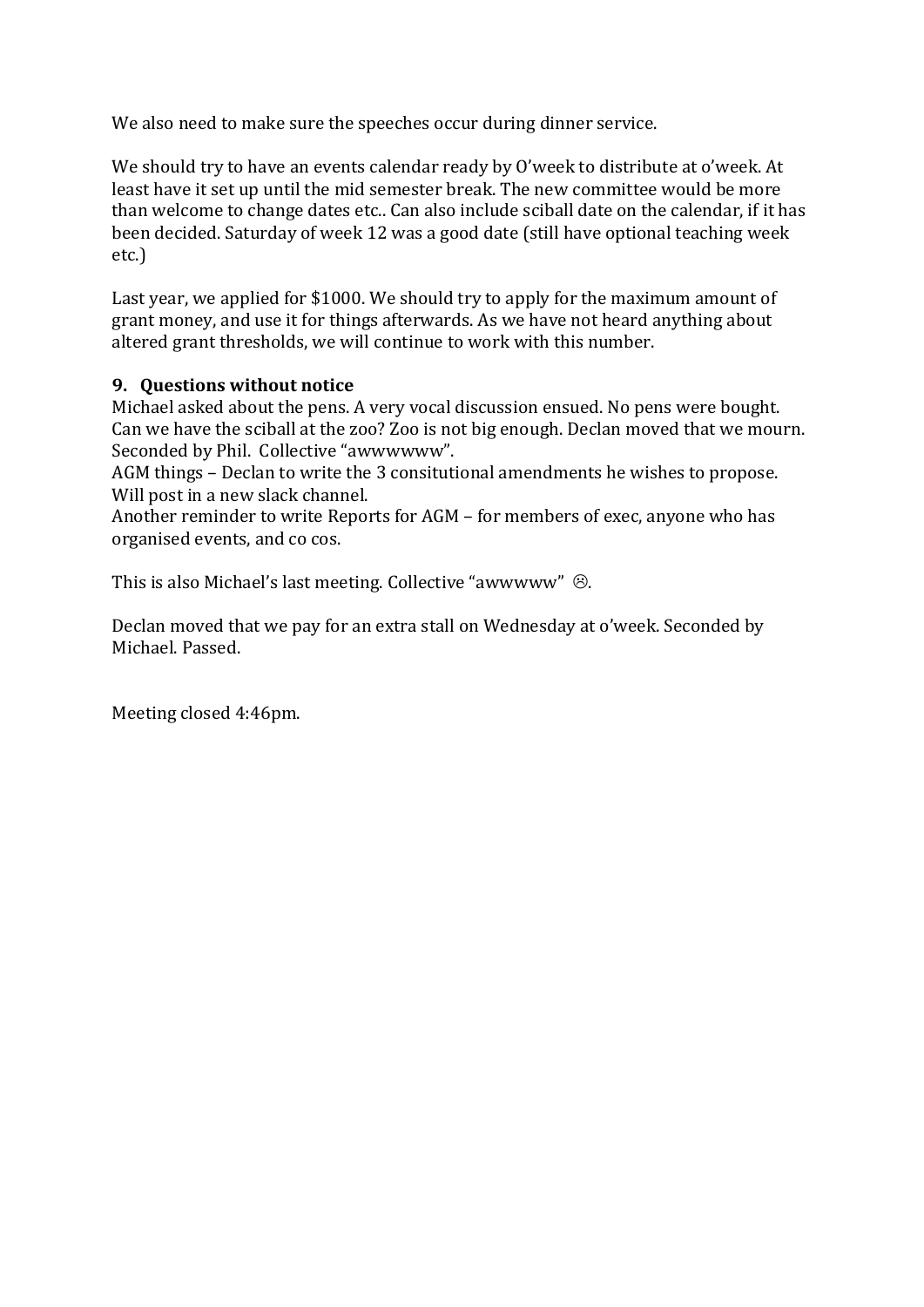We also need to make sure the speeches occur during dinner service.

We should try to have an events calendar ready by O'week to distribute at o'week. At least have it set up until the mid semester break. The new committee would be more than welcome to change dates etc.. Can also include sciball date on the calendar, if it has been decided. Saturday of week 12 was a good date (still have optional teaching week etc.)

Last year, we applied for $1000. We should try to apply for the maximum amount of grant money, and use it for things afterwards. As we have not heard anything about altered grant thresholds, we will continue to work with this number.

## 9. Questions without notice

Michael asked about the pens. A very vocal discussion ensued. No pens were bought.
Can we have the sciball at the zoo? Zoo is not big enough. Declan moved that we mourn. Seconded by Phil. Collective "awwwwww".
AGM things – Declan to write the 3 consitutional amendments he wishes to propose. Will post in a new slack channel.
Another reminder to write Reports for AGM – for members of exec, anyone who has organised events, and co cos.

This is also Michael's last meeting. Collective "awwwww" ☹.

Declan moved that we pay for an extra stall on Wednesday at o'week. Seconded by Michael. Passed.

Meeting closed 4:46pm.